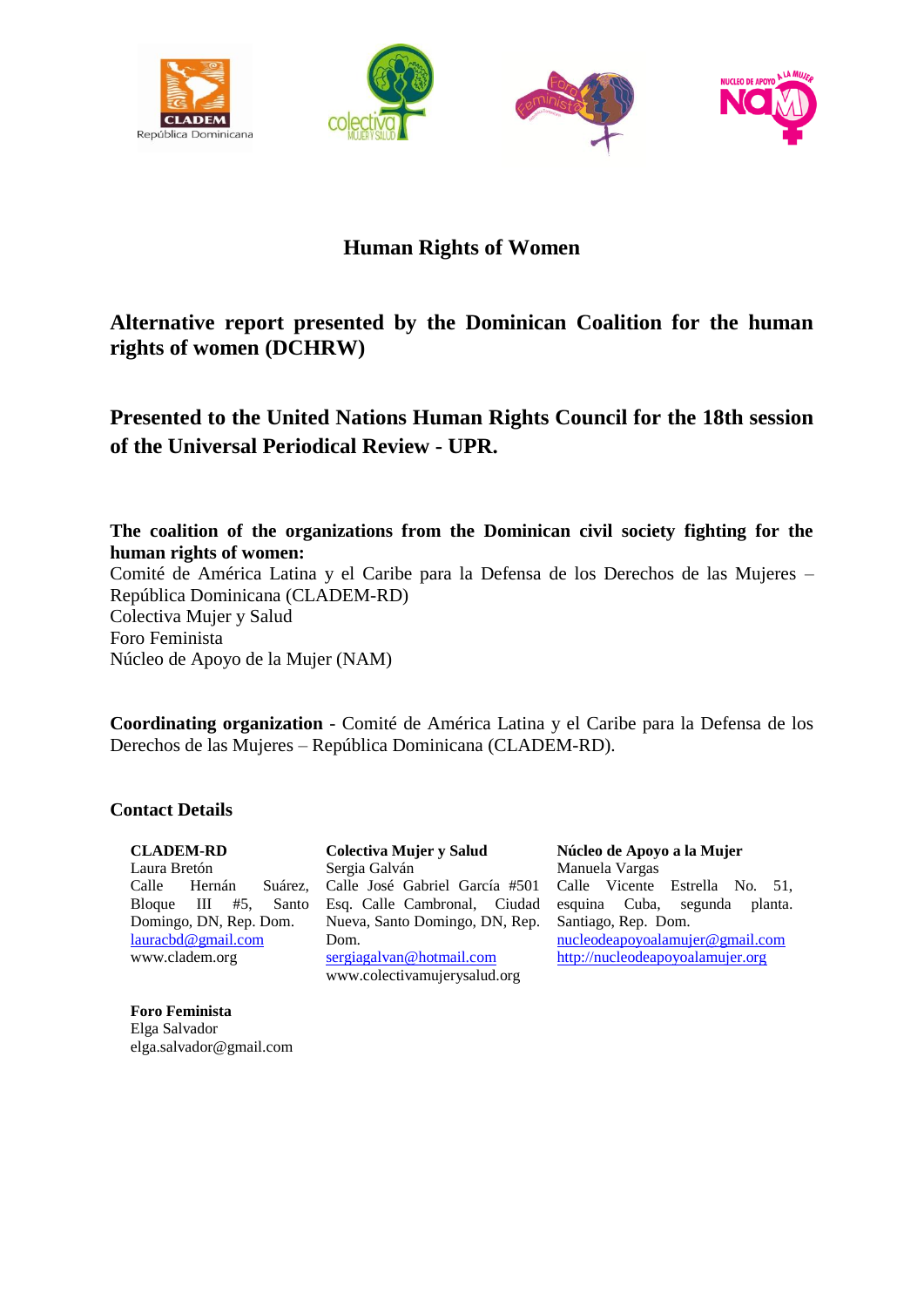# Human Rights of Women

## Alternative report presented by the Dominican Coalition for the human rights of women (DCHRW)

## Presented to the United Nations Human Rights Council for the 18th session of the Universal Periodical Review - UPR.

**The coalition of the organizations from the Dominican civil society fighting for the human rights of women:**
Comité de América Latina y el Caribe para la Defensa de los Derechos de las Mujeres – República Dominicana (CLADEM-RD)
Colectiva Mujer y Salud
Foro Feminista
Núcleo de Apoyo de la Mujer (NAM)

**Coordinating organization** - Comité de América Latina y el Caribe para la Defensa de los Derechos de las Mujeres – República Dominicana (CLADEM-RD).

**Contact Details**

**CLADEM-RD**
Laura Bretón
Calle Hernán Suárez, Bloque III #5, Santo Domingo, DN, Rep. Dom.
lauracbd@gmail.com
www.cladem.org

**Colectiva Mujer y Salud**
Sergia Galván
Calle José Gabriel García #501 Esq. Calle Cambronal, Ciudad Nueva, Santo Domingo, DN, Rep. Dom.
sergiagalvan@hotmail.com
www.colectivamujerysalud.org

**Núcleo de Apoyo a la Mujer**
Manuela Vargas
Calle Vicente Estrella No. 51, esquina Cuba, segunda planta. Santiago, Rep. Dom.
nucleodeapoyoalamujer@gmail.com
http://nucleodeapoyoalamujer.org

**Foro Feminista**
Elga Salvador
elga.salvador@gmail.com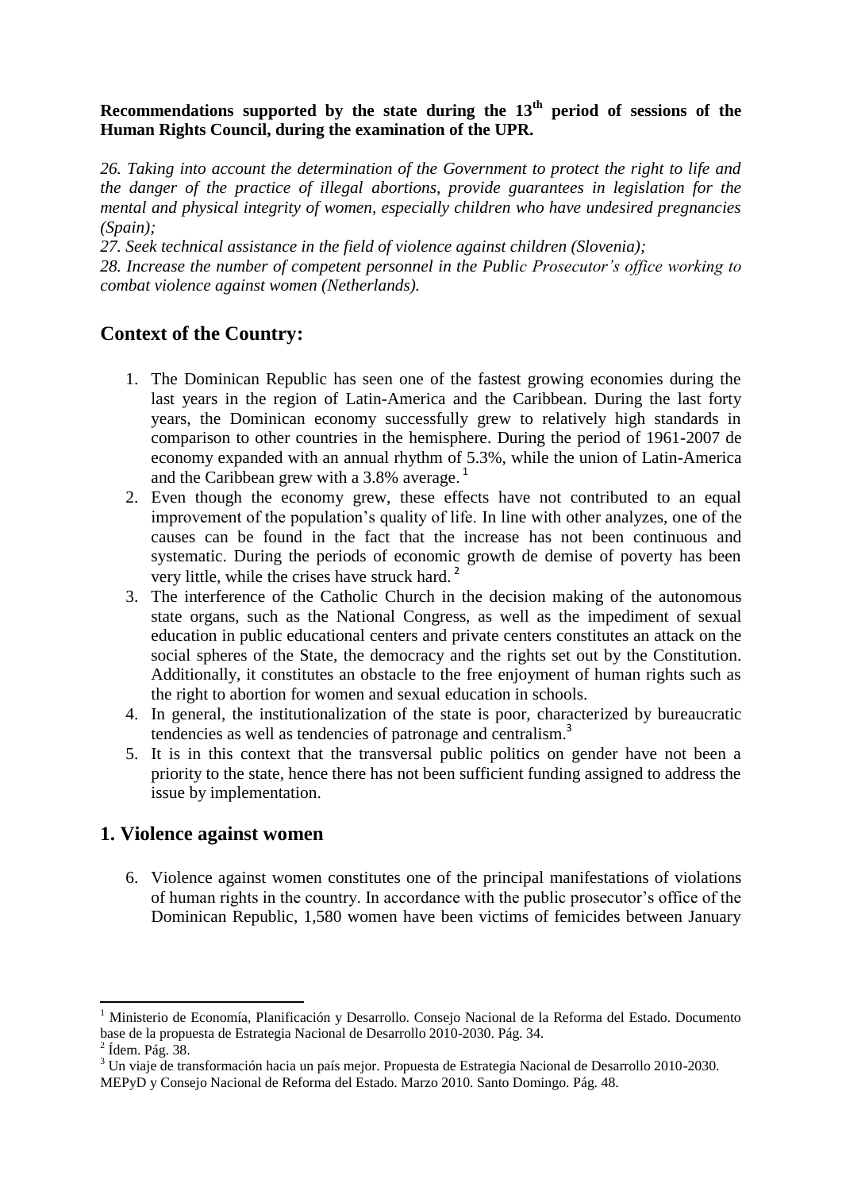**Recommendations supported by the state during the 13th period of sessions of the Human Rights Council, during the examination of the UPR.**

*26. Taking into account the determination of the Government to protect the right to life and the danger of the practice of illegal abortions, provide guarantees in legislation for the mental and physical integrity of women, especially children who have undesired pregnancies (Spain);*

*27. Seek technical assistance in the field of violence against children (Slovenia);*

*28. Increase the number of competent personnel in the Public Prosecutor's office working to combat violence against women (Netherlands).*

## Context of the Country:

1. The Dominican Republic has seen one of the fastest growing economies during the last years in the region of Latin-America and the Caribbean. During the last forty years, the Dominican economy successfully grew to relatively high standards in comparison to other countries in the hemisphere. During the period of 1961-2007 de economy expanded with an annual rhythm of 5.3%, while the union of Latin-America and the Caribbean grew with a 3.8% average.[1]
2. Even though the economy grew, these effects have not contributed to an equal improvement of the population's quality of life. In line with other analyzes, one of the causes can be found in the fact that the increase has not been continuous and systematic. During the periods of economic growth de demise of poverty has been very little, while the crises have struck hard.[2]
3. The interference of the Catholic Church in the decision making of the autonomous state organs, such as the National Congress, as well as the impediment of sexual education in public educational centers and private centers constitutes an attack on the social spheres of the State, the democracy and the rights set out by the Constitution. Additionally, it constitutes an obstacle to the free enjoyment of human rights such as the right to abortion for women and sexual education in schools.
4. In general, the institutionalization of the state is poor, characterized by bureaucratic tendencies as well as tendencies of patronage and centralism.[3]
5. It is in this context that the transversal public politics on gender have not been a priority to the state, hence there has not been sufficient funding assigned to address the issue by implementation.

## 1. Violence against women

6. Violence against women constitutes one of the principal manifestations of violations of human rights in the country. In accordance with the public prosecutor's office of the Dominican Republic, 1,580 women have been victims of femicides between January

---

[1] Ministerio de Economía, Planificación y Desarrollo. Consejo Nacional de la Reforma del Estado. Documento base de la propuesta de Estrategia Nacional de Desarrollo 2010-2030. Pág. 34.

[2] Ídem. Pág. 38.

[3] Un viaje de transformación hacia un país mejor. Propuesta de Estrategia Nacional de Desarrollo 2010-2030. MEPyD y Consejo Nacional de Reforma del Estado. Marzo 2010. Santo Domingo. Pág. 48.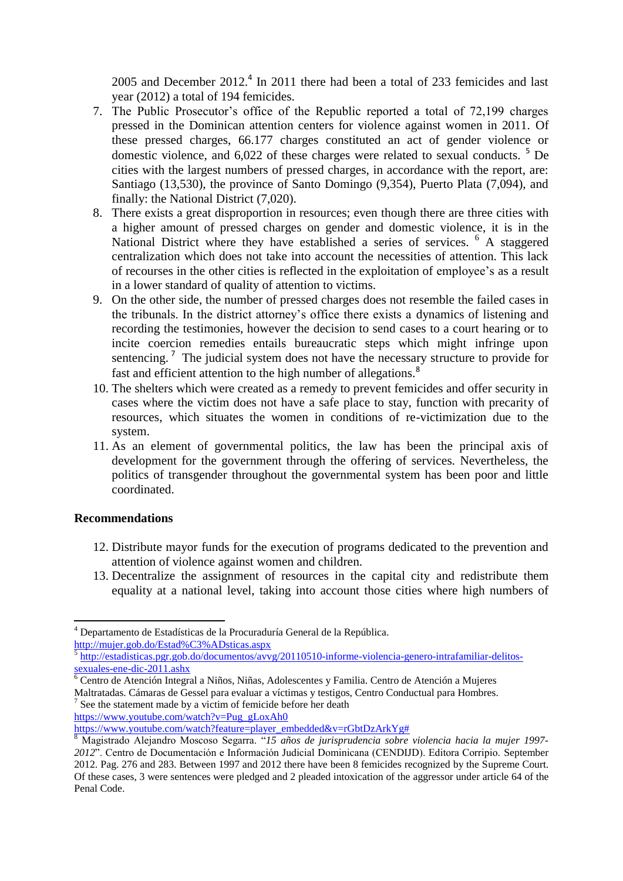2005 and December 2012.[4] In 2011 there had been a total of 233 femicides and last year (2012) a total of 194 femicides.

7. The Public Prosecutor's office of the Republic reported a total of 72,199 charges pressed in the Dominican attention centers for violence against women in 2011. Of these pressed charges, 66.177 charges constituted an act of gender violence or domestic violence, and 6,022 of these charges were related to sexual conducts. [5] De cities with the largest numbers of pressed charges, in accordance with the report, are: Santiago (13,530), the province of Santo Domingo (9,354), Puerto Plata (7,094), and finally: the National District (7,020).
8. There exists a great disproportion in resources; even though there are three cities with a higher amount of pressed charges on gender and domestic violence, it is in the National District where they have established a series of services. [6] A staggered centralization which does not take into account the necessities of attention. This lack of recourses in the other cities is reflected in the exploitation of employee's as a result in a lower standard of quality of attention to victims.
9. On the other side, the number of pressed charges does not resemble the failed cases in the tribunals. In the district attorney's office there exists a dynamics of listening and recording the testimonies, however the decision to send cases to a court hearing or to incite coercion remedies entails bureaucratic steps which might infringe upon sentencing. [7] The judicial system does not have the necessary structure to provide for fast and efficient attention to the high number of allegations.[8]
10. The shelters which were created as a remedy to prevent femicides and offer security in cases where the victim does not have a safe place to stay, function with precarity of resources, which situates the women in conditions of re-victimization due to the system.
11. As an element of governmental politics, the law has been the principal axis of development for the government through the offering of services. Nevertheless, the politics of transgender throughout the governmental system has been poor and little coordinated.

**Recommendations**

12. Distribute mayor funds for the execution of programs dedicated to the prevention and attention of violence against women and children.
13. Decentralize the assignment of resources in the capital city and redistribute them equality at a national level, taking into account those cities where high numbers of

---

[4] Departamento de Estadísticas de la Procuraduría General de la República. http://mujer.gob.do/Estad%C3%ADsticas.aspx

[5] http://estadisticas.pgr.gob.do/documentos/avvg/20110510-informe-violencia-genero-intrafamiliar-delitos-sexuales-ene-dic-2011.ashx

[6] Centro de Atención Integral a Niños, Niñas, Adolescentes y Familia. Centro de Atención a Mujeres Maltratadas. Cámaras de Gessel para evaluar a víctimas y testigos, Centro Conductual para Hombres.

[7] See the statement made by a victim of femicide before her death https://www.youtube.com/watch?v=Pug_gLoxAh0 https://www.youtube.com/watch?feature=player_embedded&v=rGbtDzArkYg#

[8] Magistrado Alejandro Moscoso Segarra. "*15 años de jurisprudencia sobre violencia hacia la mujer 1997-2012*". Centro de Documentación e Información Judicial Dominicana (CENDIJD). Editora Corripio. September 2012. Pag. 276 and 283. Between 1997 and 2012 there have been 8 femicides recognized by the Supreme Court. Of these cases, 3 were sentences were pledged and 2 pleaded intoxication of the aggressor under article 64 of the Penal Code.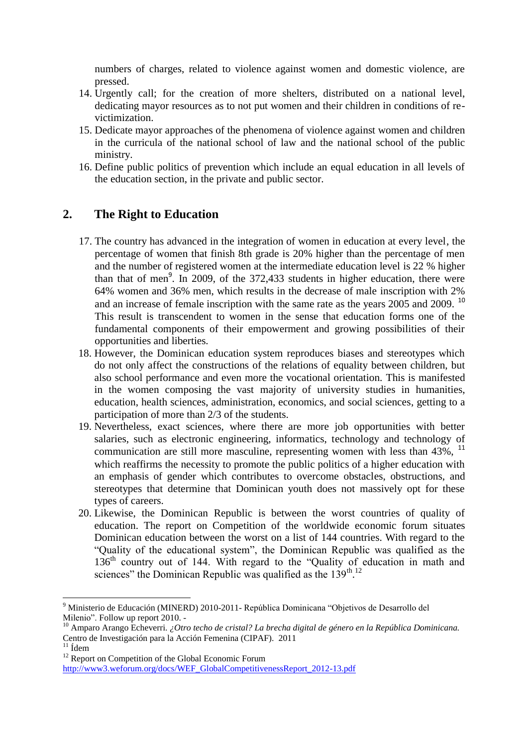numbers of charges, related to violence against women and domestic violence, are pressed.

14. Urgently call; for the creation of more shelters, distributed on a national level, dedicating mayor resources as to not put women and their children in conditions of re-victimization.
15. Dedicate mayor approaches of the phenomena of violence against women and children in the curricula of the national school of law and the national school of the public ministry.
16. Define public politics of prevention which include an equal education in all levels of the education section, in the private and public sector.

## 2. The Right to Education

17. The country has advanced in the integration of women in education at every level, the percentage of women that finish 8th grade is 20% higher than the percentage of men and the number of registered women at the intermediate education level is 22 % higher than that of men[9]. In 2009, of the 372,433 students in higher education, there were 64% women and 36% men, which results in the decrease of male inscription with 2% and an increase of female inscription with the same rate as the years 2005 and 2009. [10] This result is transcendent to women in the sense that education forms one of the fundamental components of their empowerment and growing possibilities of their opportunities and liberties.
18. However, the Dominican education system reproduces biases and stereotypes which do not only affect the constructions of the relations of equality between children, but also school performance and even more the vocational orientation. This is manifested in the women composing the vast majority of university studies in humanities, education, health sciences, administration, economics, and social sciences, getting to a participation of more than 2/3 of the students.
19. Nevertheless, exact sciences, where there are more job opportunities with better salaries, such as electronic engineering, informatics, technology and technology of communication are still more masculine, representing women with less than 43%, [11] which reaffirms the necessity to promote the public politics of a higher education with an emphasis of gender which contributes to overcome obstacles, obstructions, and stereotypes that determine that Dominican youth does not massively opt for these types of careers.
20. Likewise, the Dominican Republic is between the worst countries of quality of education. The report on Competition of the worldwide economic forum situates Dominican education between the worst on a list of 144 countries. With regard to the "Quality of the educational system", the Dominican Republic was qualified as the 136th country out of 144. With regard to the "Quality of education in math and sciences" the Dominican Republic was qualified as the 139th.[12]

---

[9] Ministerio de Educación (MINERD) 2010-2011- República Dominicana "Objetivos de Desarrollo del Milenio". Follow up report 2010. -

[10] Amparo Arango Echeverri. *¿Otro techo de cristal? La brecha digital de género en la República Dominicana.* Centro de Investigación para la Acción Femenina (CIPAF). 2011

[11] Ídem

[12] Report on Competition of the Global Economic Forum http://www3.weforum.org/docs/WEF_GlobalCompetitivenessReport_2012-13.pdf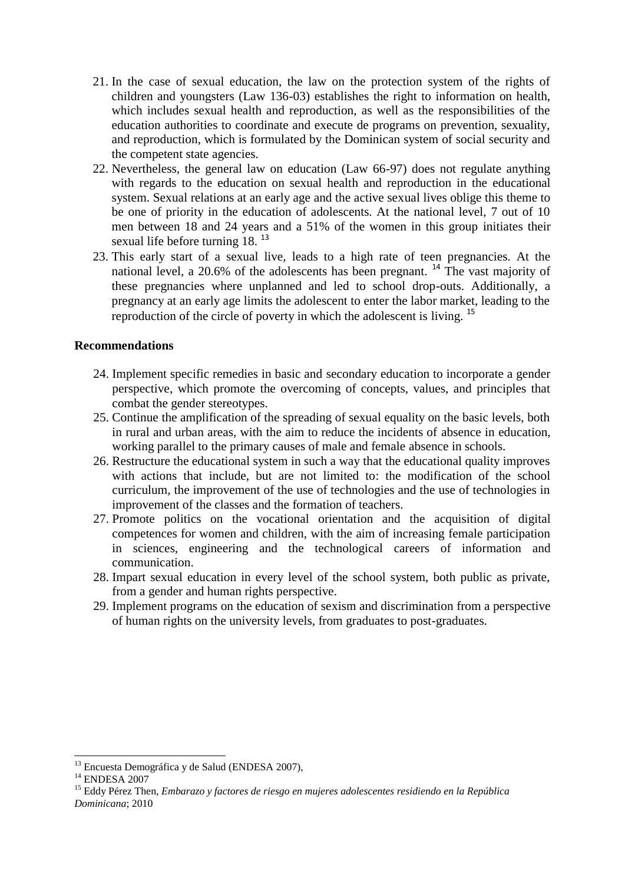21. In the case of sexual education, the law on the protection system of the rights of children and youngsters (Law 136-03) establishes the right to information on health, which includes sexual health and reproduction, as well as the responsibilities of the education authorities to coordinate and execute de programs on prevention, sexuality, and reproduction, which is formulated by the Dominican system of social security and the competent state agencies.
22. Nevertheless, the general law on education (Law 66-97) does not regulate anything with regards to the education on sexual health and reproduction in the educational system. Sexual relations at an early age and the active sexual lives oblige this theme to be one of priority in the education of adolescents. At the national level, 7 out of 10 men between 18 and 24 years and a 51% of the women in this group initiates their sexual life before turning 18. [13]
23. This early start of a sexual live, leads to a high rate of teen pregnancies. At the national level, a 20.6% of the adolescents has been pregnant. [14] The vast majority of these pregnancies where unplanned and led to school drop-outs. Additionally, a pregnancy at an early age limits the adolescent to enter the labor market, leading to the reproduction of the circle of poverty in which the adolescent is living. [15]

**Recommendations**

24. Implement specific remedies in basic and secondary education to incorporate a gender perspective, which promote the overcoming of concepts, values, and principles that combat the gender stereotypes.
25. Continue the amplification of the spreading of sexual equality on the basic levels, both in rural and urban areas, with the aim to reduce the incidents of absence in education, working parallel to the primary causes of male and female absence in schools.
26. Restructure the educational system in such a way that the educational quality improves with actions that include, but are not limited to: the modification of the school curriculum, the improvement of the use of technologies and the use of technologies in improvement of the classes and the formation of teachers.
27. Promote politics on the vocational orientation and the acquisition of digital competences for women and children, with the aim of increasing female participation in sciences, engineering and the technological careers of information and communication.
28. Impart sexual education in every level of the school system, both public as private, from a gender and human rights perspective.
29. Implement programs on the education of sexism and discrimination from a perspective of human rights on the university levels, from graduates to post-graduates.

---

[13] Encuesta Demográfica y de Salud (ENDESA 2007),

[14] ENDESA 2007

[15] Eddy Pérez Then, *Embarazo y factores de riesgo en mujeres adolescentes residiendo en la República Dominicana*; 2010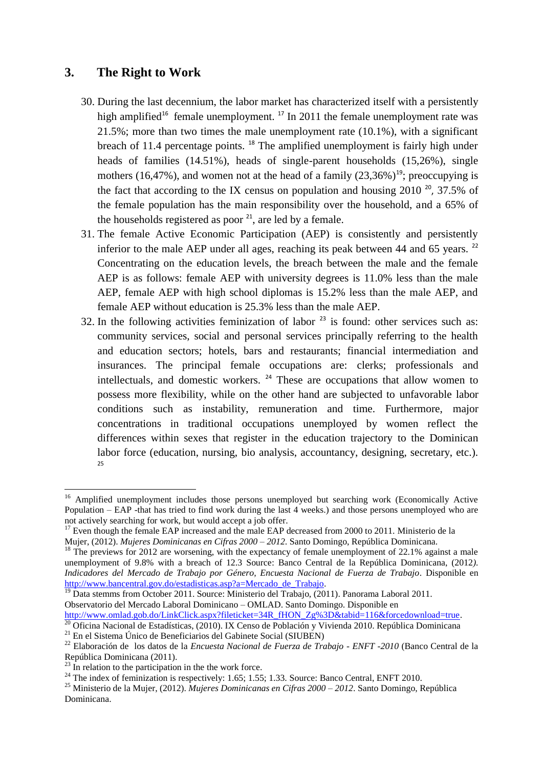## 3. The Right to Work

30. During the last decennium, the labor market has characterized itself with a persistently high amplified[16] female unemployment. [17] In 2011 the female unemployment rate was 21.5%; more than two times the male unemployment rate (10.1%), with a significant breach of 11.4 percentage points. [18] The amplified unemployment is fairly high under heads of families (14.51%), heads of single-parent households (15,26%), single mothers (16,47%), and women not at the head of a family (23,36%)[19]; preoccupying is the fact that according to the IX census on population and housing 2010 [20], 37.5% of the female population has the main responsibility over the household, and a 65% of the households registered as poor [21], are led by a female.
31. The female Active Economic Participation (AEP) is consistently and persistently inferior to the male AEP under all ages, reaching its peak between 44 and 65 years. [22] Concentrating on the education levels, the breach between the male and the female AEP is as follows: female AEP with university degrees is 11.0% less than the male AEP, female AEP with high school diplomas is 15.2% less than the male AEP, and female AEP without education is 25.3% less than the male AEP.
32. In the following activities feminization of labor [23] is found: other services such as: community services, social and personal services principally referring to the health and education sectors; hotels, bars and restaurants; financial intermediation and insurances. The principal female occupations are: clerks; professionals and intellectuals, and domestic workers. [24] These are occupations that allow women to possess more flexibility, while on the other hand are subjected to unfavorable labor conditions such as instability, remuneration and time. Furthermore, major concentrations in traditional occupations unemployed by women reflect the differences within sexes that register in the education trajectory to the Dominican labor force (education, nursing, bio analysis, accountancy, designing, secretary, etc.). [25]

---

[16] Amplified unemployment includes those persons unemployed but searching work (Economically Active Population – EAP -that has tried to find work during the last 4 weeks.) and those persons unemployed who are not actively searching for work, but would accept a job offer.

[17] Even though the female EAP increased and the male EAP decreased from 2000 to 2011. Ministerio de la Mujer, (2012). *Mujeres Dominicanas en Cifras 2000 – 2012*. Santo Domingo, República Dominicana.

[18] The previews for 2012 are worsening, with the expectancy of female unemployment of 22.1% against a male unemployment of 9.8% with a breach of 12.3 Source: Banco Central de la República Dominicana, (2012*). Indicadores del Mercado de Trabajo por Género, Encuesta Nacional de Fuerza de Trabajo*. Disponible en http://www.bancentral.gov.do/estadisticas.asp?a=Mercado_de_Trabajo.

[19] Data stemms from October 2011. Source: Ministerio del Trabajo, (2011). Panorama Laboral 2011. Observatorio del Mercado Laboral Dominicano – OMLAD. Santo Domingo. Disponible en http://www.omlad.gob.do/LinkClick.aspx?fileticket=34R_fHON_Zg%3D&tabid=116&forcedownload=true.

[20] Oficina Nacional de Estadísticas, (2010). IX Censo de Población y Vivienda 2010. República Dominicana

[21] En el Sistema Único de Beneficiarios del Gabinete Social (SIUBEN)

[22] Elaboración de los datos de la *Encuesta Nacional de Fuerza de Trabajo - ENFT -2010* (Banco Central de la República Dominicana (2011).

[23] In relation to the participation in the the work force.

[24] The index of feminization is respectively: 1.65; 1.55; 1.33. Source: Banco Central, ENFT 2010.

[25] Ministerio de la Mujer, (2012). *Mujeres Dominicanas en Cifras 2000 – 2012*. Santo Domingo, República Dominicana.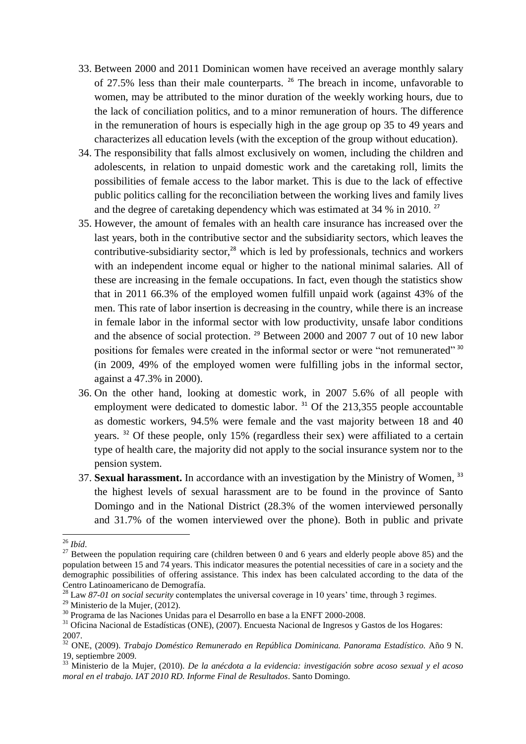33. Between 2000 and 2011 Dominican women have received an average monthly salary of 27.5% less than their male counterparts. [26] The breach in income, unfavorable to women, may be attributed to the minor duration of the weekly working hours, due to the lack of conciliation politics, and to a minor remuneration of hours. The difference in the remuneration of hours is especially high in the age group op 35 to 49 years and characterizes all education levels (with the exception of the group without education).
34. The responsibility that falls almost exclusively on women, including the children and adolescents, in relation to unpaid domestic work and the caretaking roll, limits the possibilities of female access to the labor market. This is due to the lack of effective public politics calling for the reconciliation between the working lives and family lives and the degree of caretaking dependency which was estimated at 34 % in 2010. [27]
35. However, the amount of females with an health care insurance has increased over the last years, both in the contributive sector and the subsidiarity sectors, which leaves the contributive-subsidiarity sector,[28] which is led by professionals, technics and workers with an independent income equal or higher to the national minimal salaries. All of these are increasing in the female occupations. In fact, even though the statistics show that in 2011 66.3% of the employed women fulfill unpaid work (against 43% of the men. This rate of labor insertion is decreasing in the country, while there is an increase in female labor in the informal sector with low productivity, unsafe labor conditions and the absence of social protection. [29] Between 2000 and 2007 7 out of 10 new labor positions for females were created in the informal sector or were "not remunerated" [30] (in 2009, 49% of the employed women were fulfilling jobs in the informal sector, against a 47.3% in 2000).
36. On the other hand, looking at domestic work, in 2007 5.6% of all people with employment were dedicated to domestic labor. [31] Of the 213,355 people accountable as domestic workers, 94.5% were female and the vast majority between 18 and 40 years. [32] Of these people, only 15% (regardless their sex) were affiliated to a certain type of health care, the majority did not apply to the social insurance system nor to the pension system.
37. **Sexual harassment.** In accordance with an investigation by the Ministry of Women, [33] the highest levels of sexual harassment are to be found in the province of Santo Domingo and in the National District (28.3% of the women interviewed personally and 31.7% of the women interviewed over the phone). Both in public and private

---

[26] *Ibíd*.

[27] Between the population requiring care (children between 0 and 6 years and elderly people above 85) and the population between 15 and 74 years. This indicator measures the potential necessities of care in a society and the demographic possibilities of offering assistance. This index has been calculated according to the data of the Centro Latinoamericano de Demografía.

[28] Law *87-01 on social security* contemplates the universal coverage in 10 years' time, through 3 regimes.

[29] Ministerio de la Mujer, (2012).

[30] Programa de las Naciones Unidas para el Desarrollo en base a la ENFT 2000-2008.

[31] Oficina Nacional de Estadísticas (ONE), (2007). Encuesta Nacional de Ingresos y Gastos de los Hogares: 2007.

[32] ONE, (2009). *Trabajo Doméstico Remunerado en República Dominicana. Panorama Estadístico.* Año 9 N. 19, septiembre 2009.

[33] Ministerio de la Mujer, (2010). *De la anécdota a la evidencia: investigación sobre acoso sexual y el acoso moral en el trabajo. IAT 2010 RD. Informe Final de Resultados*. Santo Domingo.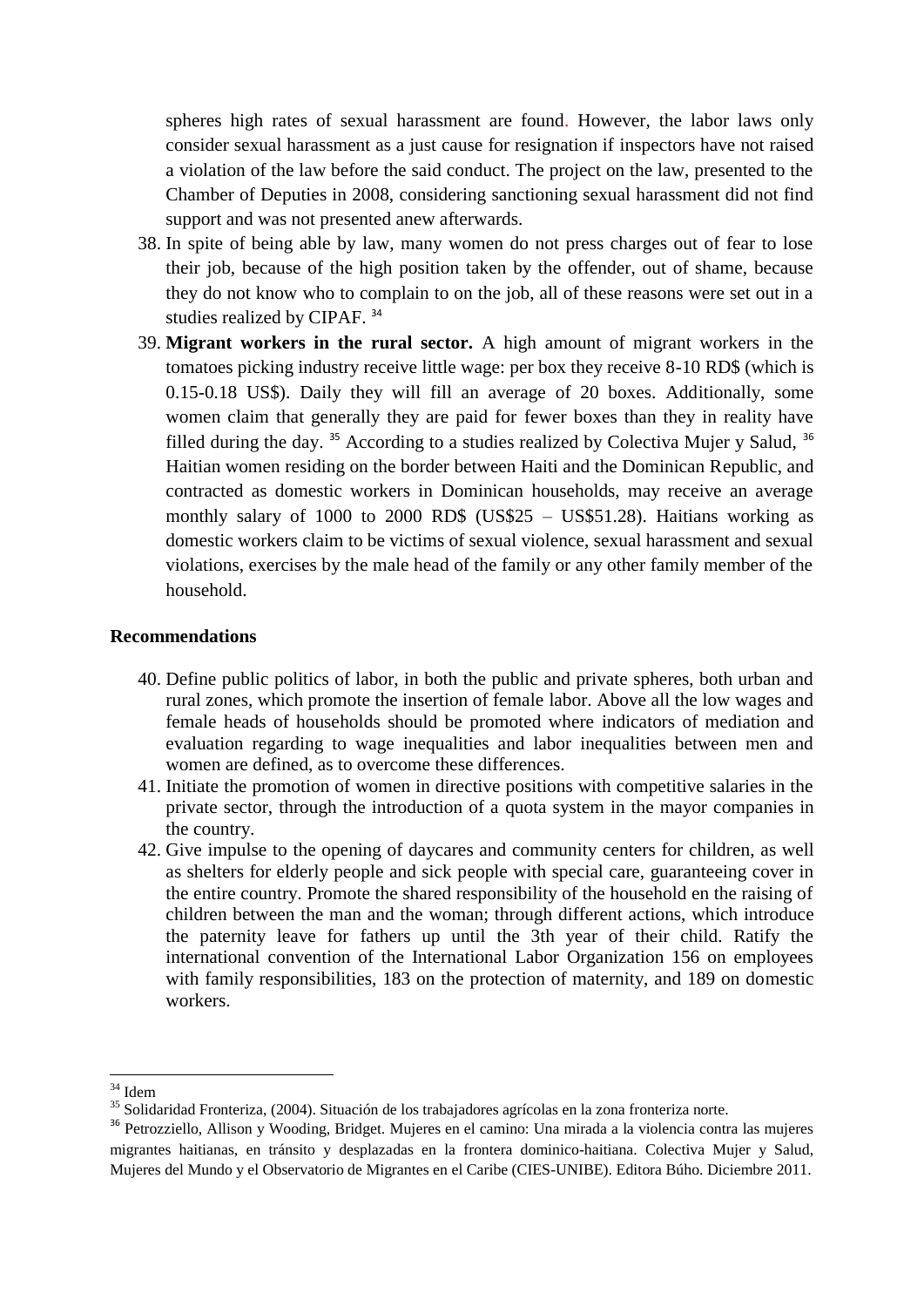spheres high rates of sexual harassment are found. However, the labor laws only consider sexual harassment as a just cause for resignation if inspectors have not raised a violation of the law before the said conduct. The project on the law, presented to the Chamber of Deputies in 2008, considering sanctioning sexual harassment did not find support and was not presented anew afterwards.

38. In spite of being able by law, many women do not press charges out of fear to lose their job, because of the high position taken by the offender, out of shame, because they do not know who to complain to on the job, all of these reasons were set out in a studies realized by CIPAF. [34]
39. **Migrant workers in the rural sector.** A high amount of migrant workers in the tomatoes picking industry receive little wage: per box they receive 8-10 RD$ (which is 0.15-0.18 US$). Daily they will fill an average of 20 boxes. Additionally, some women claim that generally they are paid for fewer boxes than they in reality have filled during the day. [35] According to a studies realized by Colectiva Mujer y Salud, [36] Haitian women residing on the border between Haiti and the Dominican Republic, and contracted as domestic workers in Dominican households, may receive an average monthly salary of 1000 to 2000 RD$ (US$25 – US$51.28). Haitians working as domestic workers claim to be victims of sexual violence, sexual harassment and sexual violations, exercises by the male head of the family or any other family member of the household.

**Recommendations**

40. Define public politics of labor, in both the public and private spheres, both urban and rural zones, which promote the insertion of female labor. Above all the low wages and female heads of households should be promoted where indicators of mediation and evaluation regarding to wage inequalities and labor inequalities between men and women are defined, as to overcome these differences.
41. Initiate the promotion of women in directive positions with competitive salaries in the private sector, through the introduction of a quota system in the mayor companies in the country.
42. Give impulse to the opening of daycares and community centers for children, as well as shelters for elderly people and sick people with special care, guaranteeing cover in the entire country. Promote the shared responsibility of the household en the raising of children between the man and the woman; through different actions, which introduce the paternity leave for fathers up until the 3th year of their child. Ratify the international convention of the International Labor Organization 156 on employees with family responsibilities, 183 on the protection of maternity, and 189 on domestic workers.

---

[34] Idem

[35] Solidaridad Fronteriza, (2004). Situación de los trabajadores agrícolas en la zona fronteriza norte.

[36] Petrozziello, Allison y Wooding, Bridget. Mujeres en el camino: Una mirada a la violencia contra las mujeres migrantes haitianas, en tránsito y desplazadas en la frontera dominico-haitiana. Colectiva Mujer y Salud, Mujeres del Mundo y el Observatorio de Migrantes en el Caribe (CIES-UNIBE). Editora Búho. Diciembre 2011.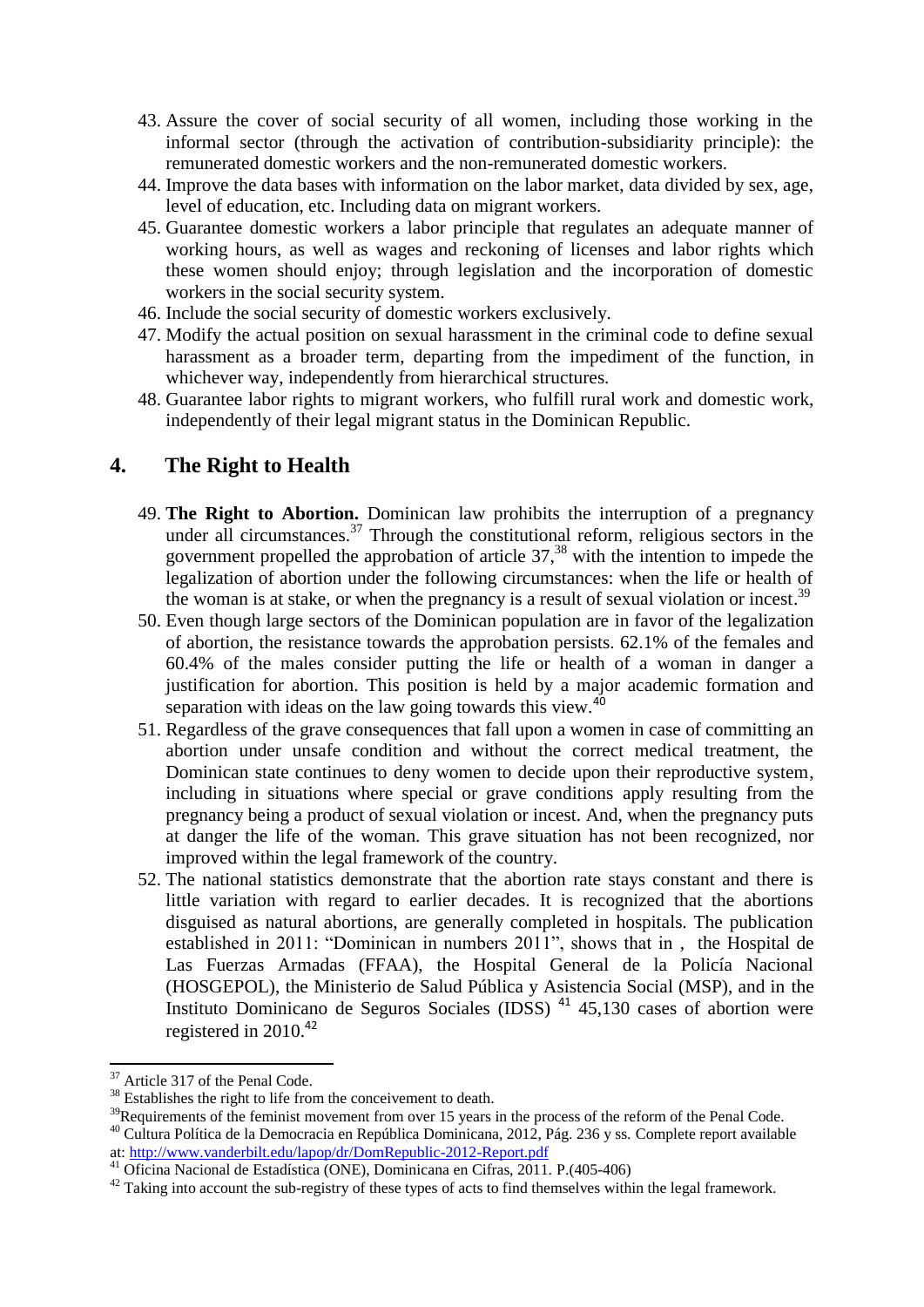43. Assure the cover of social security of all women, including those working in the informal sector (through the activation of contribution-subsidiarity principle): the remunerated domestic workers and the non-remunerated domestic workers.
44. Improve the data bases with information on the labor market, data divided by sex, age, level of education, etc. Including data on migrant workers.
45. Guarantee domestic workers a labor principle that regulates an adequate manner of working hours, as well as wages and reckoning of licenses and labor rights which these women should enjoy; through legislation and the incorporation of domestic workers in the social security system.
46. Include the social security of domestic workers exclusively.
47. Modify the actual position on sexual harassment in the criminal code to define sexual harassment as a broader term, departing from the impediment of the function, in whichever way, independently from hierarchical structures.
48. Guarantee labor rights to migrant workers, who fulfill rural work and domestic work, independently of their legal migrant status in the Dominican Republic.

## 4. The Right to Health

49. **The Right to Abortion.** Dominican law prohibits the interruption of a pregnancy under all circumstances.[37] Through the constitutional reform, religious sectors in the government propelled the approbation of article 37,[38] with the intention to impede the legalization of abortion under the following circumstances: when the life or health of the woman is at stake, or when the pregnancy is a result of sexual violation or incest.[39]
50. Even though large sectors of the Dominican population are in favor of the legalization of abortion, the resistance towards the approbation persists. 62.1% of the females and 60.4% of the males consider putting the life or health of a woman in danger a justification for abortion. This position is held by a major academic formation and separation with ideas on the law going towards this view.[40]
51. Regardless of the grave consequences that fall upon a women in case of committing an abortion under unsafe condition and without the correct medical treatment, the Dominican state continues to deny women to decide upon their reproductive system, including in situations where special or grave conditions apply resulting from the pregnancy being a product of sexual violation or incest. And, when the pregnancy puts at danger the life of the woman. This grave situation has not been recognized, nor improved within the legal framework of the country.
52. The national statistics demonstrate that the abortion rate stays constant and there is little variation with regard to earlier decades. It is recognized that the abortions disguised as natural abortions, are generally completed in hospitals. The publication established in 2011: "Dominican in numbers 2011", shows that in , the Hospital de Las Fuerzas Armadas (FFAA), the Hospital General de la Policía Nacional (HOSGEPOL), the Ministerio de Salud Pública y Asistencia Social (MSP), and in the Instituto Dominicano de Seguros Sociales (IDSS) [41] 45,130 cases of abortion were registered in 2010.[42]

---

[37] Article 317 of the Penal Code.

[38] Establishes the right to life from the conceivement to death.

[39] Requirements of the feminist movement from over 15 years in the process of the reform of the Penal Code.

[40] Cultura Política de la Democracia en República Dominicana, 2012, Pág. 236 y ss. Complete report available at: http://www.vanderbilt.edu/lapop/dr/DomRepublic-2012-Report.pdf

[41] Oficina Nacional de Estadística (ONE), Dominicana en Cifras, 2011. P.(405-406)

[42] Taking into account the sub-registry of these types of acts to find themselves within the legal framework.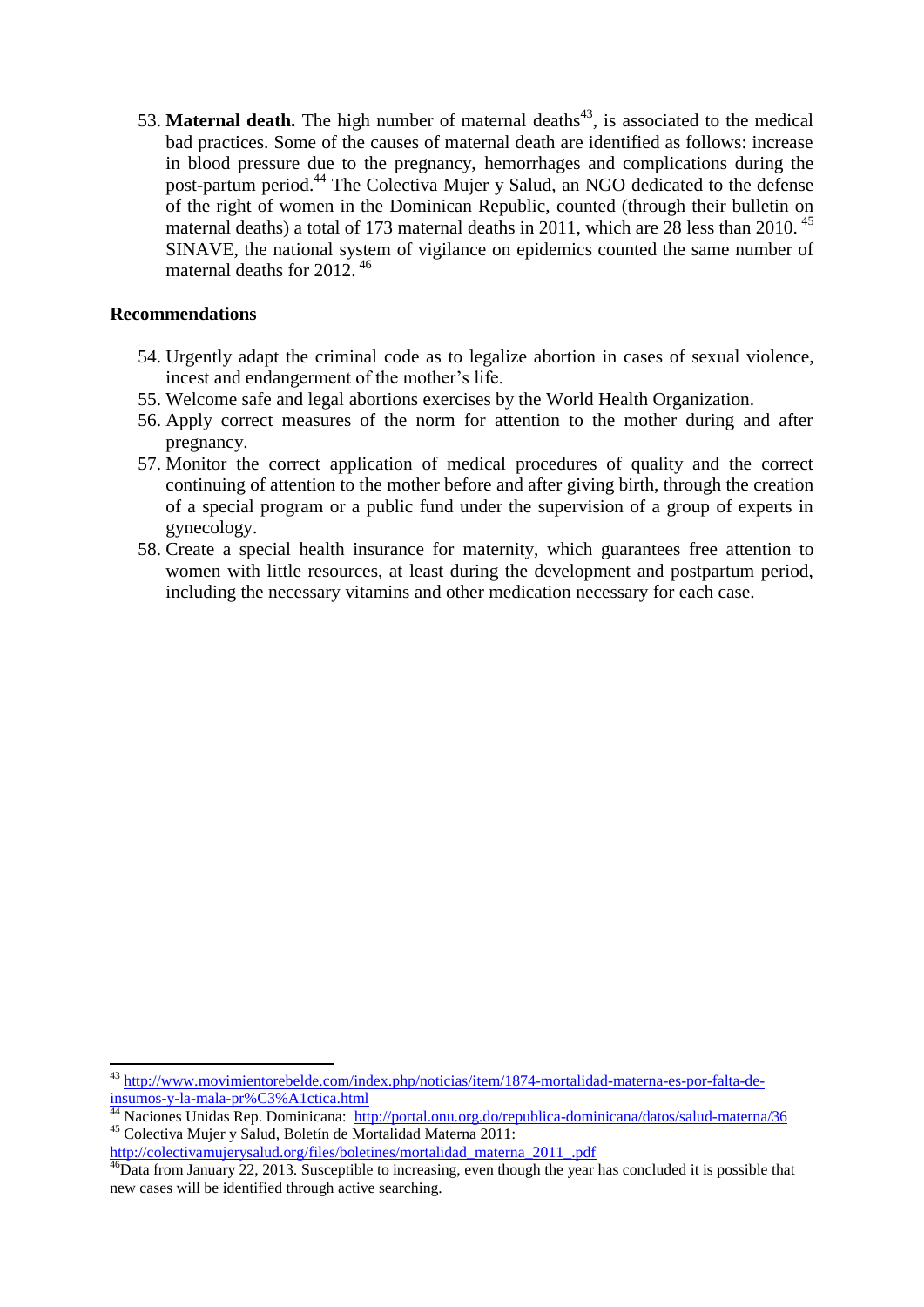53. **Maternal death.** The high number of maternal deaths[43], is associated to the medical bad practices. Some of the causes of maternal death are identified as follows: increase in blood pressure due to the pregnancy, hemorrhages and complications during the post-partum period.[44] The Colectiva Mujer y Salud, an NGO dedicated to the defense of the right of women in the Dominican Republic, counted (through their bulletin on maternal deaths) a total of 173 maternal deaths in 2011, which are 28 less than 2010. [45] SINAVE, the national system of vigilance on epidemics counted the same number of maternal deaths for 2012. [46]

**Recommendations**

54. Urgently adapt the criminal code as to legalize abortion in cases of sexual violence, incest and endangerment of the mother's life.
55. Welcome safe and legal abortions exercises by the World Health Organization.
56. Apply correct measures of the norm for attention to the mother during and after pregnancy.
57. Monitor the correct application of medical procedures of quality and the correct continuing of attention to the mother before and after giving birth, through the creation of a special program or a public fund under the supervision of a group of experts in gynecology.
58. Create a special health insurance for maternity, which guarantees free attention to women with little resources, at least during the development and postpartum period, including the necessary vitamins and other medication necessary for each case.

---

[43] http://www.movimientorebelde.com/index.php/noticias/item/1874-mortalidad-materna-es-por-falta-de-insumos-y-la-mala-pr%C3%A1ctica.html

[44] Naciones Unidas Rep. Dominicana: http://portal.onu.org.do/republica-dominicana/datos/salud-materna/36

[45] Colectiva Mujer y Salud, Boletín de Mortalidad Materna 2011: http://colectivamujerysalud.org/files/boletines/mortalidad_materna_2011_.pdf

[46] Data from January 22, 2013. Susceptible to increasing, even though the year has concluded it is possible that new cases will be identified through active searching.